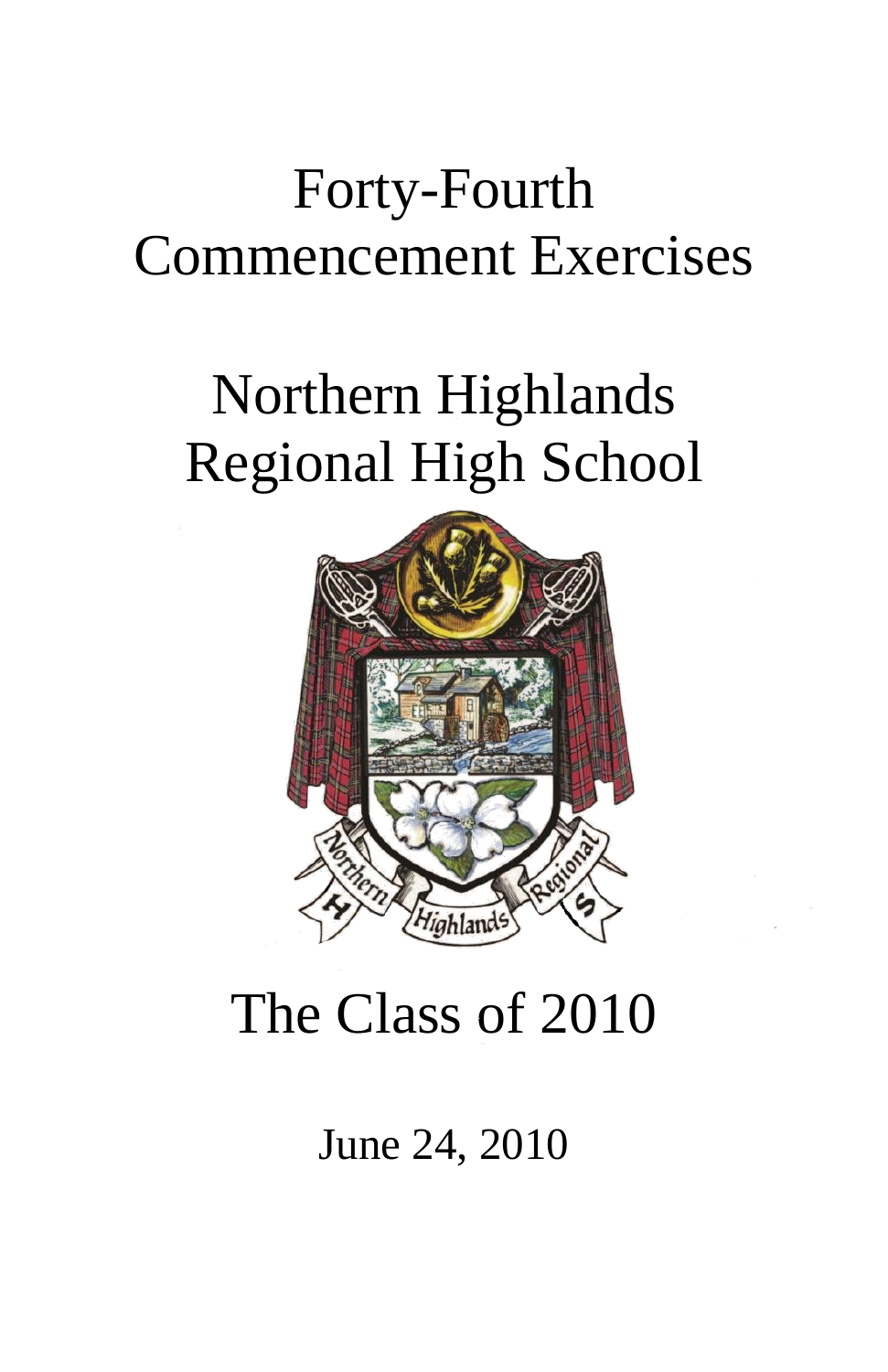# Forty-Fourth Commencement Exercises

# Northern Highlands Regional High School

## The Class of 2010

June 24, 2010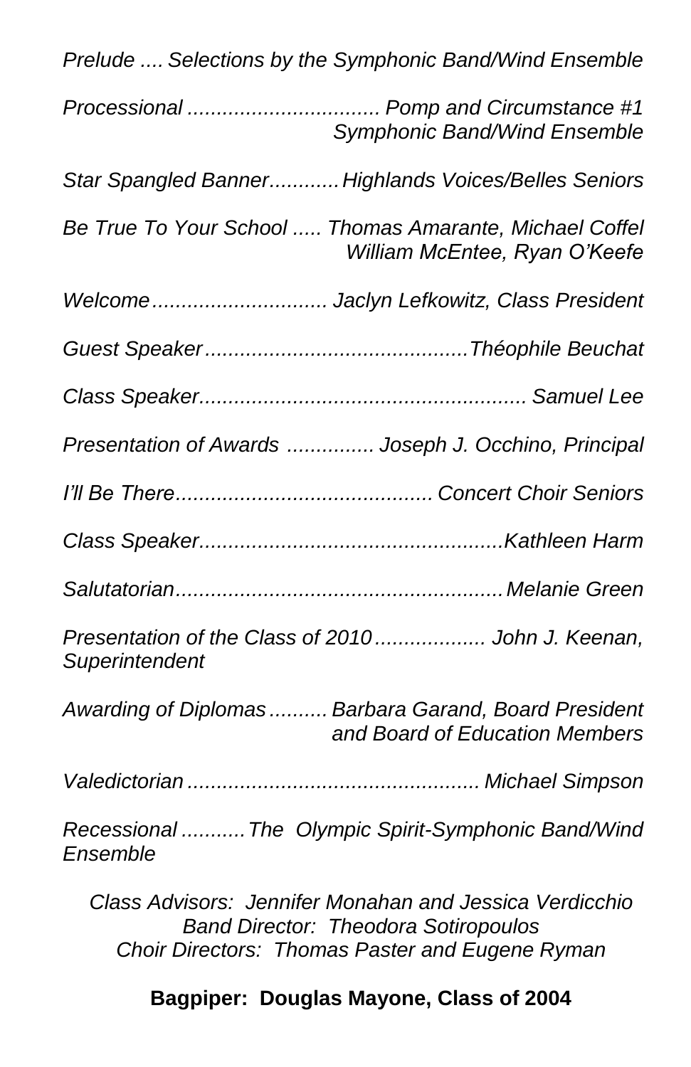*Prelude .... Selections by the Symphonic Band/Wind Ensemble*

*Processional ................................ Pomp and Circumstance #1*
*Symphonic Band/Wind Ensemble*

*Star Spangled Banner............Highlands Voices/Belles Seniors*

*Be True To Your School ..... Thomas Amarante, Michael Coffel*
*William McEntee, Ryan O'Keefe*

*Welcome.............................. Jaclyn Lefkowitz, Class President*

*Guest Speaker.............................................Théophile Beuchat*

*Class Speaker...................................................... Samuel Lee*

*Presentation of Awards ............... Joseph J. Occhino, Principal*

*I'll Be There............................................ Concert Choir Seniors*

*Class Speaker...................................................Kathleen Harm*

*Salutatorian.......................................................Melanie Green*

*Presentation of the Class of 2010.................. John J. Keenan, Superintendent*

*Awarding of Diplomas.......... Barbara Garand, Board President*
*and Board of Education Members*

*Valedictorian ................................................. Michael Simpson*

*Recessional ...........The Olympic Spirit-Symphonic Band/Wind Ensemble*

*Class Advisors: Jennifer Monahan and Jessica Verdicchio*
*Band Director: Theodora Sotiropoulos*
*Choir Directors: Thomas Paster and Eugene Ryman*

**Bagpiper: Douglas Mayone, Class of 2004**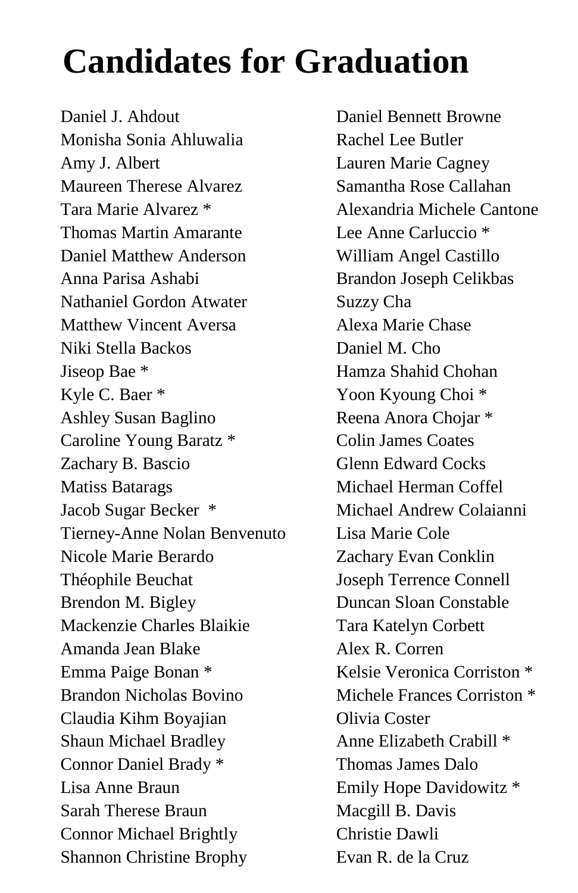# Candidates for Graduation

Daniel J. Ahdout
Monisha Sonia Ahluwalia
Amy J. Albert
Maureen Therese Alvarez
Tara Marie Alvarez *
Thomas Martin Amarante
Daniel Matthew Anderson
Anna Parisa Ashabi
Nathaniel Gordon Atwater
Matthew Vincent Aversa
Niki Stella Backos
Jiseop Bae *
Kyle C. Baer *
Ashley Susan Baglino
Caroline Young Baratz *
Zachary B. Bascio
Matiss Batarags
Jacob Sugar Becker *
Tierney-Anne Nolan Benvenuto
Nicole Marie Berardo
Théophile Beuchat
Brendon M. Bigley
Mackenzie Charles Blaikie
Amanda Jean Blake
Emma Paige Bonan *
Brandon Nicholas Bovino
Claudia Kihm Boyajian
Shaun Michael Bradley
Connor Daniel Brady *
Lisa Anne Braun
Sarah Therese Braun
Connor Michael Brightly
Shannon Christine Brophy
Daniel Bennett Browne
Rachel Lee Butler
Lauren Marie Cagney
Samantha Rose Callahan
Alexandria Michele Cantone
Lee Anne Carluccio *
William Angel Castillo
Brandon Joseph Celikbas
Suzzy Cha
Alexa Marie Chase
Daniel M. Cho
Hamza Shahid Chohan
Yoon Kyoung Choi *
Reena Anora Chojar *
Colin James Coates
Glenn Edward Cocks
Michael Herman Coffel
Michael Andrew Colaianni
Lisa Marie Cole
Zachary Evan Conklin
Joseph Terrence Connell
Duncan Sloan Constable
Tara Katelyn Corbett
Alex R. Corren
Kelsie Veronica Corriston *
Michele Frances Corriston *
Olivia Coster
Anne Elizabeth Crabill *
Thomas James Dalo
Emily Hope Davidowitz *
Macgill B. Davis
Christie Dawli
Evan R. de la Cruz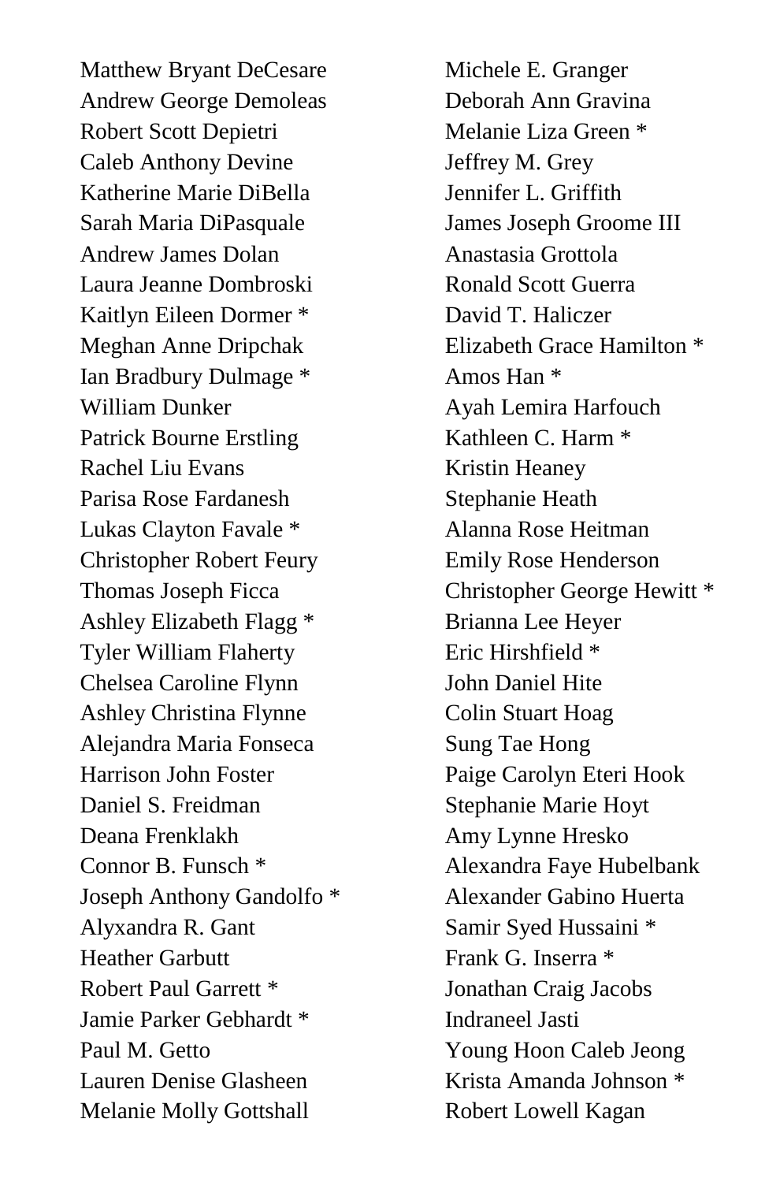Matthew Bryant DeCesare
Andrew George Demoleas
Robert Scott Depietri
Caleb Anthony Devine
Katherine Marie DiBella
Sarah Maria DiPasquale
Andrew James Dolan
Laura Jeanne Dombroski
Kaitlyn Eileen Dormer *
Meghan Anne Dripchak
Ian Bradbury Dulmage *
William Dunker
Patrick Bourne Erstling
Rachel Liu Evans
Parisa Rose Fardanesh
Lukas Clayton Favale *
Christopher Robert Feury
Thomas Joseph Ficca
Ashley Elizabeth Flagg *
Tyler William Flaherty
Chelsea Caroline Flynn
Ashley Christina Flynne
Alejandra Maria Fonseca
Harrison John Foster
Daniel S. Freidman
Deana Frenklakh
Connor B. Funsch *
Joseph Anthony Gandolfo *
Alyxandra R. Gant
Heather Garbutt
Robert Paul Garrett *
Jamie Parker Gebhardt *
Paul M. Getto
Lauren Denise Glasheen
Melanie Molly Gottshall
Michele E. Granger
Deborah Ann Gravina
Melanie Liza Green *
Jeffrey M. Grey
Jennifer L. Griffith
James Joseph Groome III
Anastasia Grottola
Ronald Scott Guerra
David T. Haliczer
Elizabeth Grace Hamilton *
Amos Han *
Ayah Lemira Harfouch
Kathleen C. Harm *
Kristin Heaney
Stephanie Heath
Alanna Rose Heitman
Emily Rose Henderson
Christopher George Hewitt *
Brianna Lee Heyer
Eric Hirshfield *
John Daniel Hite
Colin Stuart Hoag
Sung Tae Hong
Paige Carolyn Eteri Hook
Stephanie Marie Hoyt
Amy Lynne Hresko
Alexandra Faye Hubelbank
Alexander Gabino Huerta
Samir Syed Hussaini *
Frank G. Inserra *
Jonathan Craig Jacobs
Indraneel Jasti
Young Hoon Caleb Jeong
Krista Amanda Johnson *
Robert Lowell Kagan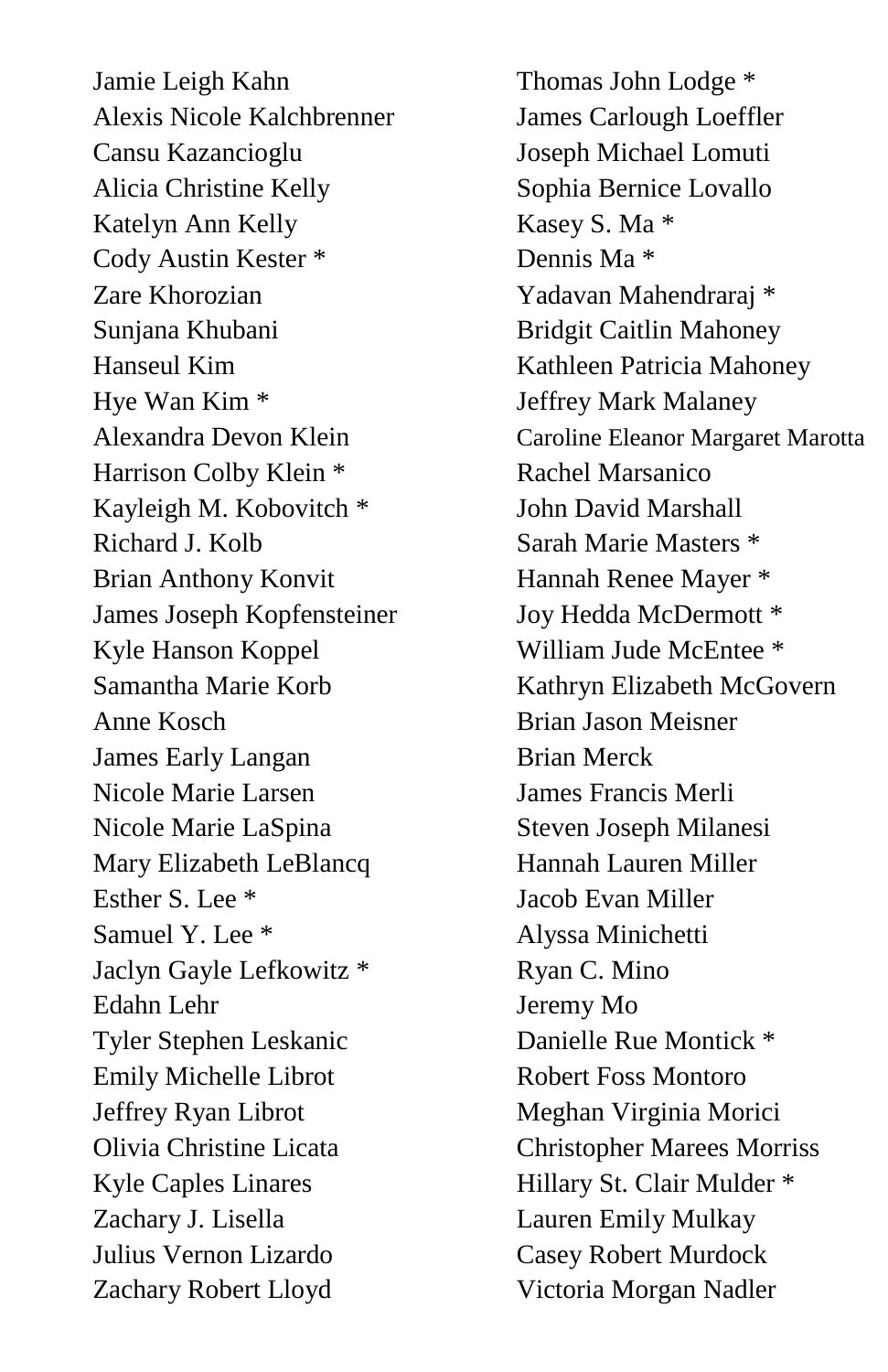Jamie Leigh Kahn
Alexis Nicole Kalchbrenner
Cansu Kazancioglu
Alicia Christine Kelly
Katelyn Ann Kelly
Cody Austin Kester *
Zare Khorozian
Sunjana Khubani
Hanseul Kim
Hye Wan Kim *
Alexandra Devon Klein
Harrison Colby Klein *
Kayleigh M. Kobovitch *
Richard J. Kolb
Brian Anthony Konvit
James Joseph Kopfensteiner
Kyle Hanson Koppel
Samantha Marie Korb
Anne Kosch
James Early Langan
Nicole Marie Larsen
Nicole Marie LaSpina
Mary Elizabeth LeBlancq
Esther S. Lee *
Samuel Y. Lee *
Jaclyn Gayle Lefkowitz *
Edahn Lehr
Tyler Stephen Leskanic
Emily Michelle Librot
Jeffrey Ryan Librot
Olivia Christine Licata
Kyle Caples Linares
Zachary J. Lisella
Julius Vernon Lizardo
Zachary Robert Lloyd
Thomas John Lodge *
James Carlough Loeffler
Joseph Michael Lomuti
Sophia Bernice Lovallo
Kasey S. Ma *
Dennis Ma *
Yadavan Mahendraraj *
Bridgit Caitlin Mahoney
Kathleen Patricia Mahoney
Jeffrey Mark Malaney
Caroline Eleanor Margaret Marotta
Rachel Marsanico
John David Marshall
Sarah Marie Masters *
Hannah Renee Mayer *
Joy Hedda McDermott *
William Jude McEntee *
Kathryn Elizabeth McGovern
Brian Jason Meisner
Brian Merck
James Francis Merli
Steven Joseph Milanesi
Hannah Lauren Miller
Jacob Evan Miller
Alyssa Minichetti
Ryan C. Mino
Jeremy Mo
Danielle Rue Montick *
Robert Foss Montoro
Meghan Virginia Morici
Christopher Marees Morriss
Hillary St. Clair Mulder *
Lauren Emily Mulkay
Casey Robert Murdock
Victoria Morgan Nadler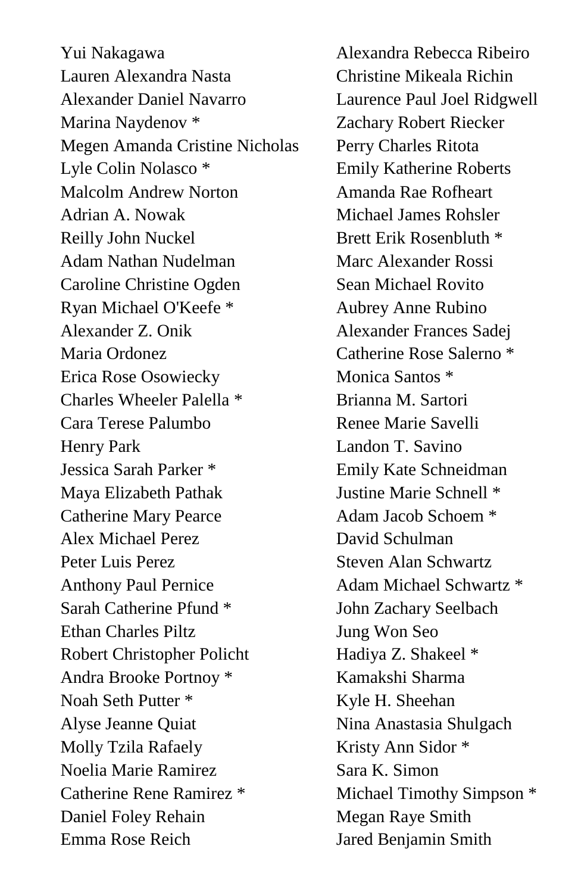Yui Nakagawa
Lauren Alexandra Nasta
Alexander Daniel Navarro
Marina Naydenov *
Megen Amanda Cristine Nicholas
Lyle Colin Nolasco *
Malcolm Andrew Norton
Adrian A. Nowak
Reilly John Nuckel
Adam Nathan Nudelman
Caroline Christine Ogden
Ryan Michael O'Keefe *
Alexander Z. Onik
Maria Ordonez
Erica Rose Osowiecky
Charles Wheeler Palella *
Cara Terese Palumbo
Henry Park
Jessica Sarah Parker *
Maya Elizabeth Pathak
Catherine Mary Pearce
Alex Michael Perez
Peter Luis Perez
Anthony Paul Pernice
Sarah Catherine Pfund *
Ethan Charles Piltz
Robert Christopher Policht
Andra Brooke Portnoy *
Noah Seth Putter *
Alyse Jeanne Quiat
Molly Tzila Rafaely
Noelia Marie Ramirez
Catherine Rene Ramirez *
Daniel Foley Rehain
Emma Rose Reich
Alexandra Rebecca Ribeiro
Christine Mikeala Richin
Laurence Paul Joel Ridgwell
Zachary Robert Riecker
Perry Charles Ritota
Emily Katherine Roberts
Amanda Rae Rofheart
Michael James Rohsler
Brett Erik Rosenbluth *
Marc Alexander Rossi
Sean Michael Rovito
Aubrey Anne Rubino
Alexander Frances Sadej
Catherine Rose Salerno *
Monica Santos *
Brianna M. Sartori
Renee Marie Savelli
Landon T. Savino
Emily Kate Schneidman
Justine Marie Schnell *
Adam Jacob Schoem *
David Schulman
Steven Alan Schwartz
Adam Michael Schwartz *
John Zachary Seelbach
Jung Won Seo
Hadiya Z. Shakeel *
Kamakshi Sharma
Kyle H. Sheehan
Nina Anastasia Shulgach
Kristy Ann Sidor *
Sara K. Simon
Michael Timothy Simpson *
Megan Raye Smith
Jared Benjamin Smith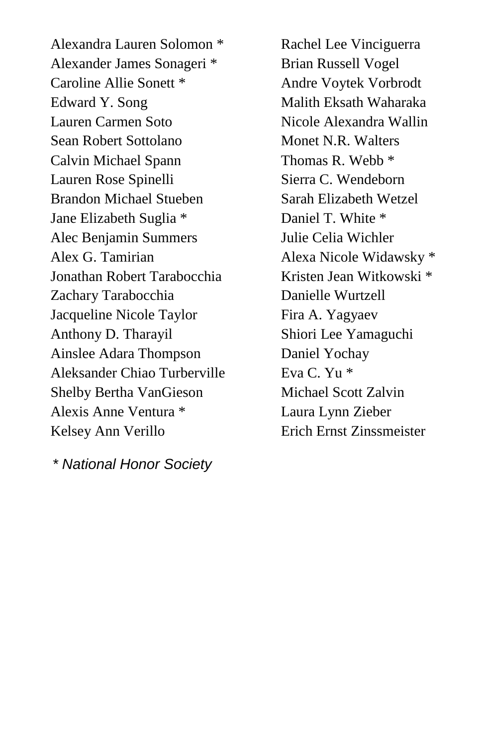Alexandra Lauren Solomon *
Alexander James Sonageri *
Caroline Allie Sonett *
Edward Y. Song
Lauren Carmen Soto
Sean Robert Sottolano
Calvin Michael Spann
Lauren Rose Spinelli
Brandon Michael Stueben
Jane Elizabeth Suglia *
Alec Benjamin Summers
Alex G. Tamirian
Jonathan Robert Tarabocchia
Zachary Tarabocchia
Jacqueline Nicole Taylor
Anthony D. Tharayil
Ainslee Adara Thompson
Aleksander Chiao Turberville
Shelby Bertha VanGieson
Alexis Anne Ventura *
Kelsey Ann Verillo
Rachel Lee Vinciguerra
Brian Russell Vogel
Andre Voytek Vorbrodt
Malith Eksath Waharaka
Nicole Alexandra Wallin
Monet N.R. Walters
Thomas R. Webb *
Sierra C. Wendeborn
Sarah Elizabeth Wetzel
Daniel T. White *
Julie Celia Wichler
Alexa Nicole Widawsky *
Kristen Jean Witkowski *
Danielle Wurtzell
Fira A. Yagyaev
Shiori Lee Yamaguchi
Daniel Yochay
Eva C. Yu *
Michael Scott Zalvin
Laura Lynn Zieber
Erich Ernst Zinssmeister

*\* National Honor Society*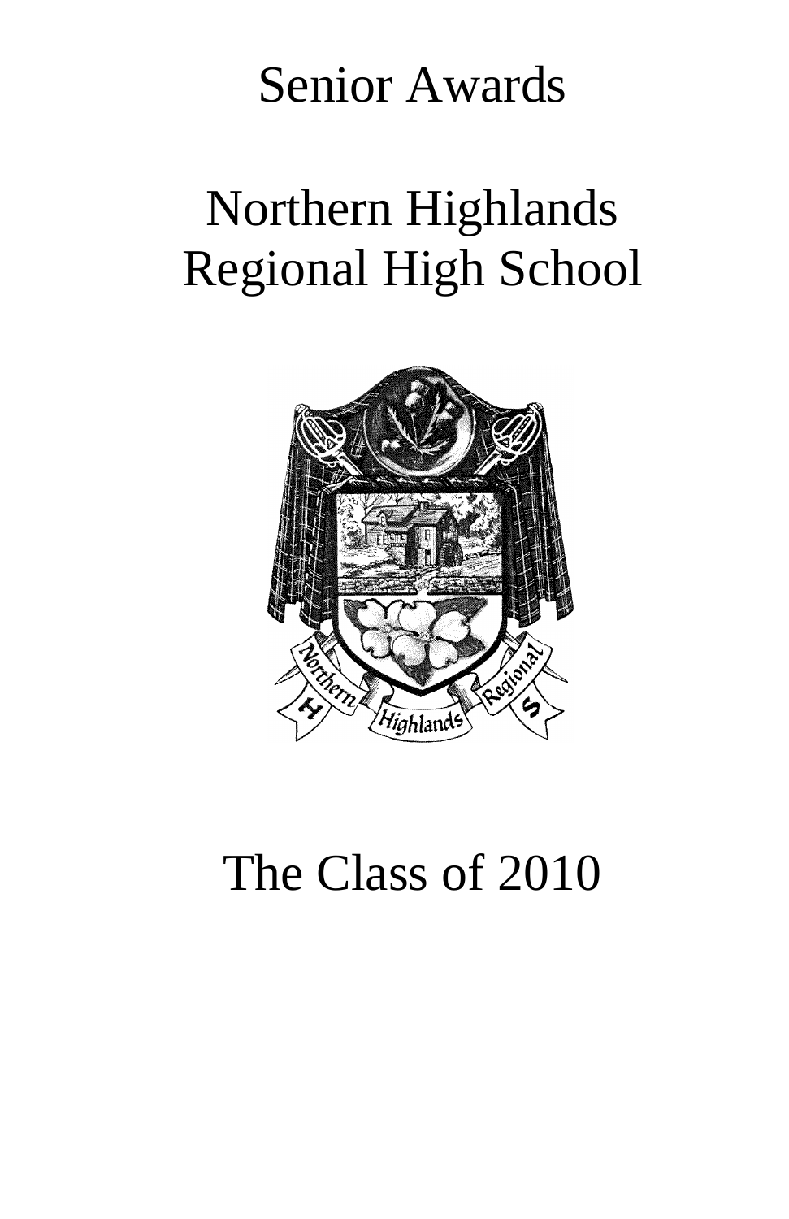# Senior Awards

# Northern Highlands Regional High School

# The Class of 2010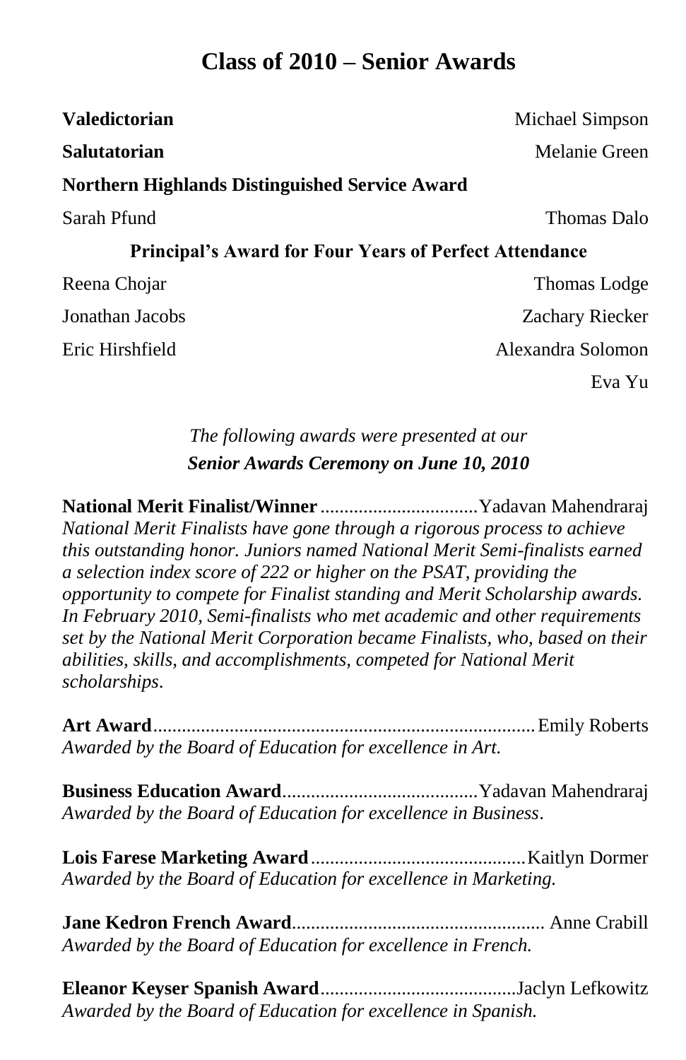# Class of 2010 – Senior Awards

**Valedictorian** Michael Simpson

**Salutatorian** Melanie Green

**Northern Highlands Distinguished Service Award**

Sarah Pfund Thomas Dalo

**Principal's Award for Four Years of Perfect Attendance**

Reena Chojar Thomas Lodge

Jonathan Jacobs Zachary Riecker

Eric Hirshfield Alexandra Solomon

Eva Yu

*The following awards were presented at our*
***Senior Awards Ceremony on June 10, 2010***

**National Merit Finalist/Winner**.................................Yadavan Mahendraraj
*National Merit Finalists have gone through a rigorous process to achieve this outstanding honor. Juniors named National Merit Semi-finalists earned a selection index score of 222 or higher on the PSAT, providing the opportunity to compete for Finalist standing and Merit Scholarship awards. In February 2010, Semi-finalists who met academic and other requirements set by the National Merit Corporation became Finalists, who, based on their abilities, skills, and accomplishments, competed for National Merit scholarships.*

**Art Award**...............................................................................Emily Roberts
*Awarded by the Board of Education for excellence in Art.*

**Business Education Award**.........................................Yadavan Mahendraraj
*Awarded by the Board of Education for excellence in Business.*

**Lois Farese Marketing Award**.............................................Kaitlyn Dormer
*Awarded by the Board of Education for excellence in Marketing.*

**Jane Kedron French Award**.................................................... Anne Crabill
*Awarded by the Board of Education for excellence in French.*

**Eleanor Keyser Spanish Award**..........................................Jaclyn Lefkowitz
*Awarded by the Board of Education for excellence in Spanish.*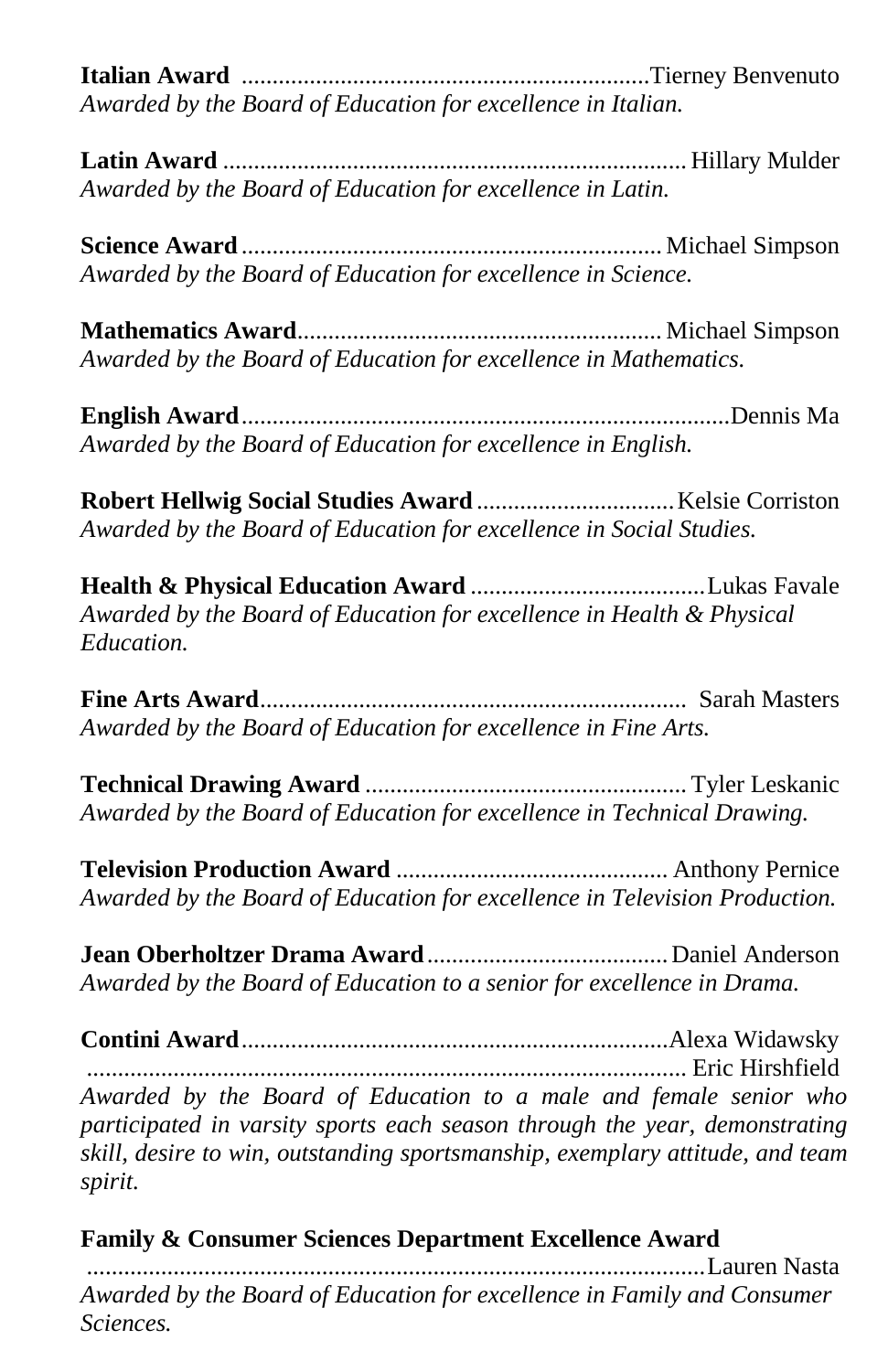**Italian Award** ...................................................................Tierney Benvenuto
*Awarded by the Board of Education for excellence in Italian.*

**Latin Award** ........................................................................... Hillary Mulder
*Awarded by the Board of Education for excellence in Latin.*

**Science Award** .................................................................... Michael Simpson
*Awarded by the Board of Education for excellence in Science.*

**Mathematics Award**........................................................... Michael Simpson
*Awarded by the Board of Education for excellence in Mathematics.*

**English Award**...............................................................................Dennis Ma
*Awarded by the Board of Education for excellence in English.*

**Robert Hellwig Social Studies Award** ................................Kelsie Corriston
*Awarded by the Board of Education for excellence in Social Studies.*

**Health & Physical Education Award** ......................................Lukas Favale
*Awarded by the Board of Education for excellence in Health & Physical Education.*

**Fine Arts Award**.....................................................................  Sarah Masters
*Awarded by the Board of Education for excellence in Fine Arts.*

**Technical Drawing Award** .................................................... Tyler Leskanic
*Awarded by the Board of Education for excellence in Technical Drawing.*

**Television Production Award** ............................................ Anthony Pernice
*Awarded by the Board of Education for excellence in Television Production.*

**Jean Oberholtzer Drama Award** ....................................... Daniel Anderson
*Awarded by the Board of Education to a senior for excellence in Drama.*

**Contini Award**......................................................................Alexa Widawsky
................................................................................................ Eric Hirshfield
*Awarded by the Board of Education to a male and female senior who participated in varsity sports each season through the year, demonstrating skill, desire to win, outstanding sportsmanship, exemplary attitude, and team spirit.*

**Family & Consumer Sciences Department Excellence Award**
..................................................................................................Lauren Nasta
*Awarded by the Board of Education for excellence in Family and Consumer Sciences.*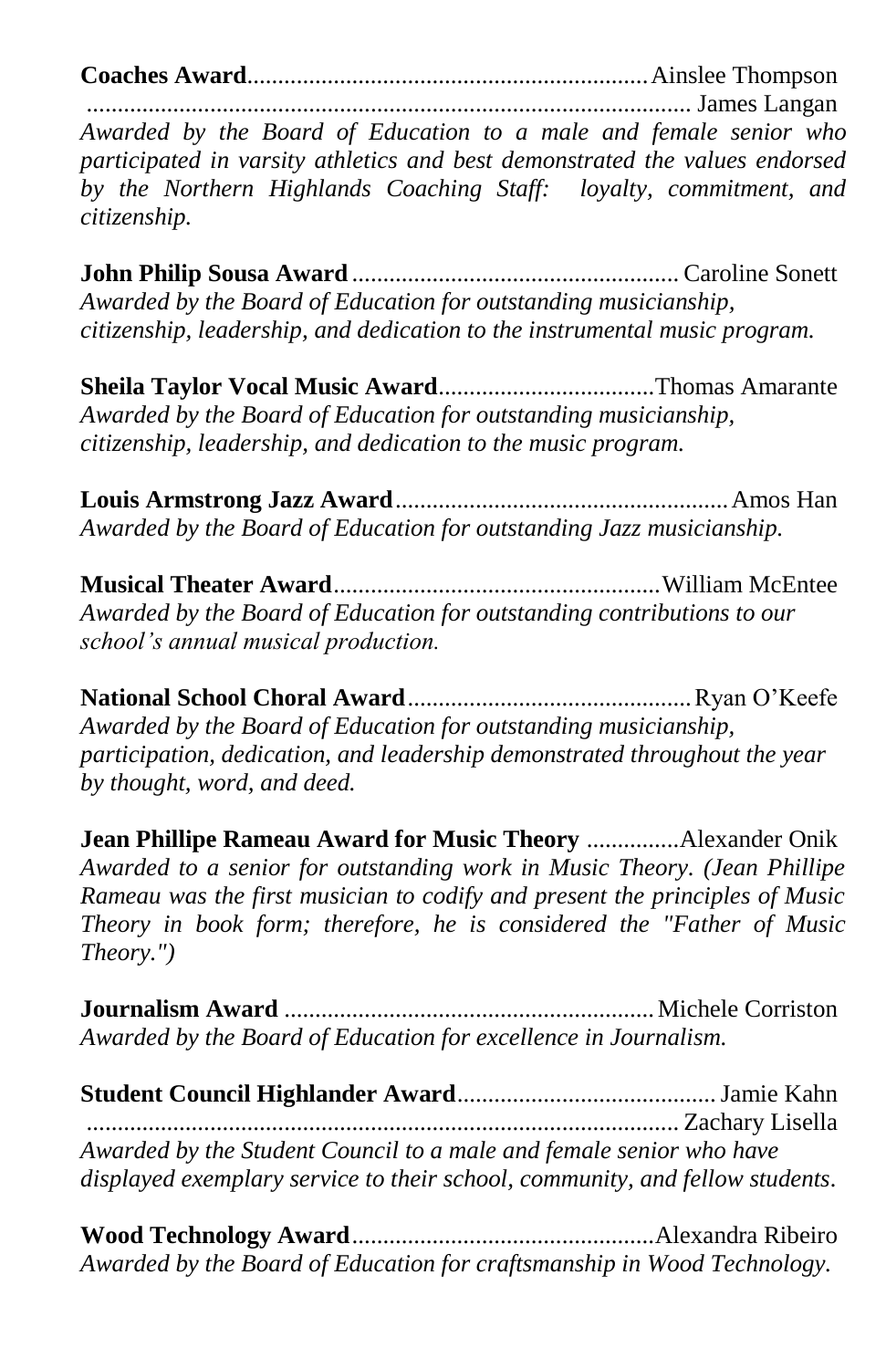**Coaches Award**..................................................................Ainslee Thompson
.................................................................................................James Langan
*Awarded by the Board of Education to a male and female senior who participated in varsity athletics and best demonstrated the values endorsed by the Northern Highlands Coaching Staff: loyalty, commitment, and citizenship.*

**John Philip Sousa Award**.....................................................Caroline Sonett
*Awarded by the Board of Education for outstanding musicianship, citizenship, leadership, and dedication to the instrumental music program.*

**Sheila Taylor Vocal Music Award**...................................Thomas Amarante
*Awarded by the Board of Education for outstanding musicianship, citizenship, leadership, and dedication to the music program.*

**Louis Armstrong Jazz Award**......................................................Amos Han
*Awarded by the Board of Education for outstanding Jazz musicianship.*

**Musical Theater Award**.....................................................William McEntee
*Awarded by the Board of Education for outstanding contributions to our school's annual musical production.*

**National School Choral Award**..............................................Ryan O'Keefe
*Awarded by the Board of Education for outstanding musicianship, participation, dedication, and leadership demonstrated throughout the year by thought, word, and deed.*

**Jean Phillipe Rameau Award for Music Theory** ...............Alexander Onik
*Awarded to a senior for outstanding work in Music Theory. (Jean Phillipe Rameau was the first musician to codify and present the principles of Music Theory in book form; therefore, he is considered the "Father of Music Theory.")*

**Journalism Award** ...........................................................Michele Corriston
*Awarded by the Board of Education for excellence in Journalism.*

**Student Council Highlander Award**..........................................Jamie Kahn
...............................................................................................Zachary Lisella
*Awarded by the Student Council to a male and female senior who have displayed exemplary service to their school, community, and fellow students.*

**Wood Technology Award**.................................................Alexandra Ribeiro
*Awarded by the Board of Education for craftsmanship in Wood Technology.*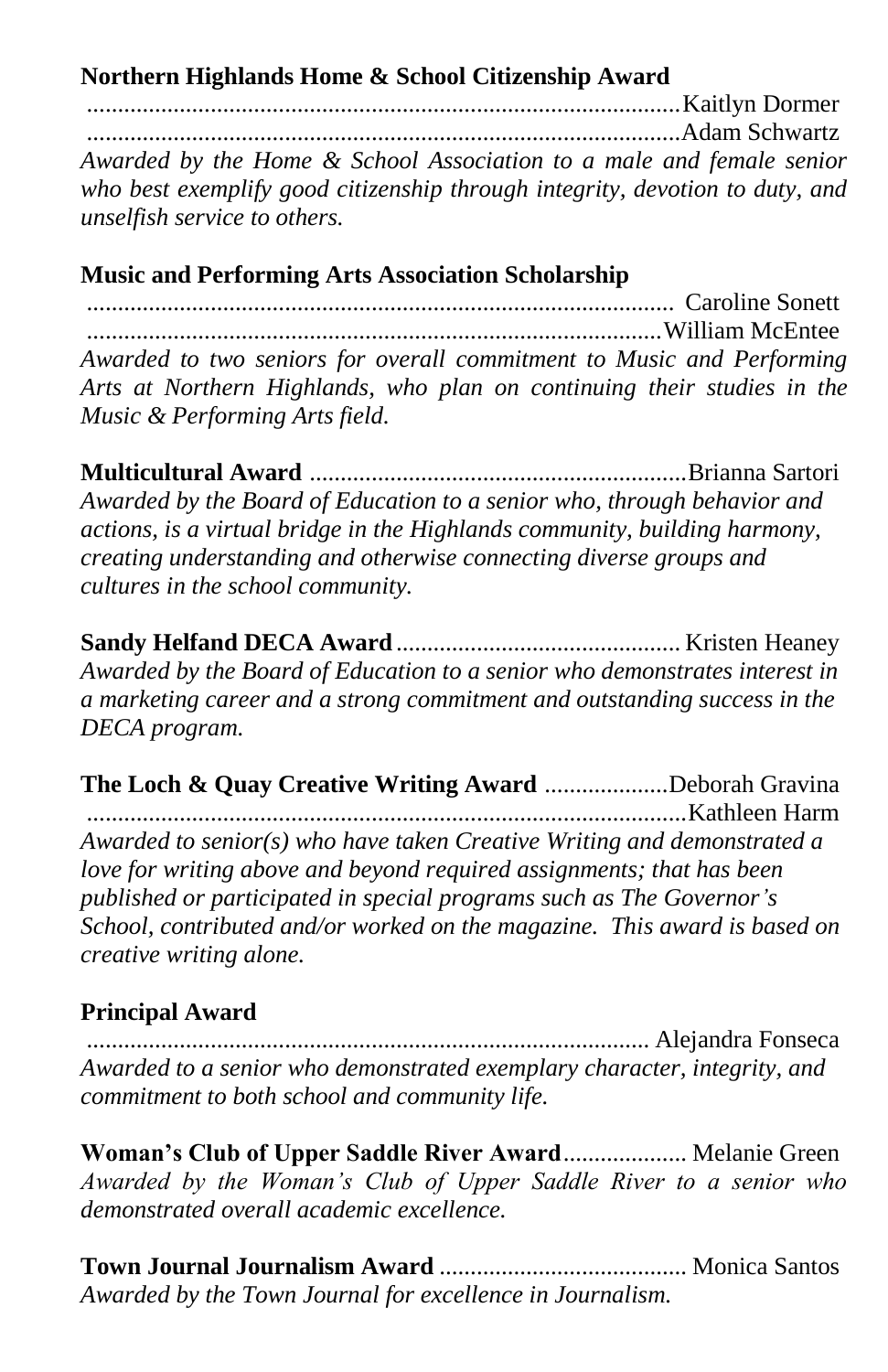**Northern Highlands Home & School Citizenship Award**

................................................................................................Kaitlyn Dormer
................................................................................................Adam Schwartz

*Awarded by the Home & School Association to a male and female senior who best exemplify good citizenship through integrity, devotion to duty, and unselfish service to others.*

**Music and Performing Arts Association Scholarship**

............................................................................................... Caroline Sonett
.............................................................................................William McEntee

*Awarded to two seniors for overall commitment to Music and Performing Arts at Northern Highlands, who plan on continuing their studies in the Music & Performing Arts field.*

**Multicultural Award** .............................................................Brianna Sartori

*Awarded by the Board of Education to a senior who, through behavior and actions, is a virtual bridge in the Highlands community, building harmony, creating understanding and otherwise connecting diverse groups and cultures in the school community.*

**Sandy Helfand DECA Award** .............................................. Kristen Heaney

*Awarded by the Board of Education to a senior who demonstrates interest in a marketing career and a strong commitment and outstanding success in the DECA program.*

**The Loch & Quay Creative Writing Award** ....................Deborah Gravina
................................................................................................Kathleen Harm

*Awarded to senior(s) who have taken Creative Writing and demonstrated a love for writing above and beyond required assignments; that has been published or participated in special programs such as The Governor's School, contributed and/or worked on the magazine. This award is based on creative writing alone.*

**Principal Award**

........................................................................................... Alejandra Fonseca

*Awarded to a senior who demonstrated exemplary character, integrity, and commitment to both school and community life.*

**Woman's Club of Upper Saddle River Award**.................... Melanie Green

*Awarded by the Woman's Club of Upper Saddle River to a senior who demonstrated overall academic excellence.*

**Town Journal Journalism Award** ........................................ Monica Santos

*Awarded by the Town Journal for excellence in Journalism.*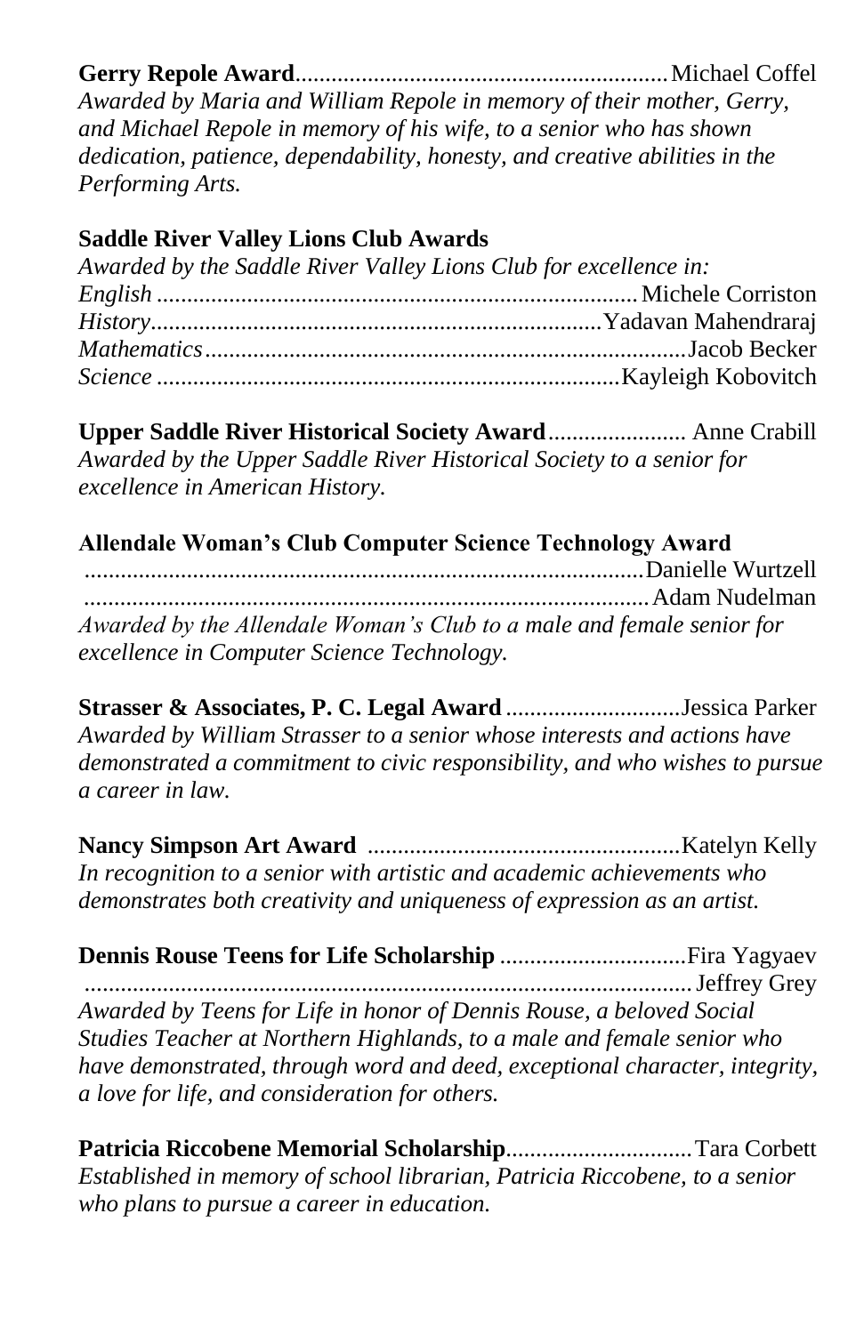**Gerry Repole Award**............................................................Michael Coffel
*Awarded by Maria and William Repole in memory of their mother, Gerry, and Michael Repole in memory of his wife, to a senior who has shown dedication, patience, dependability, honesty, and creative abilities in the Performing Arts.*

**Saddle River Valley Lions Club Awards**
*Awarded by the Saddle River Valley Lions Club for excellence in:*
*English* ..............................................................................Michele Corriston
*History*.........................................................................Yadavan Mahendraraj
*Mathematics*..............................................................................Jacob Becker
*Science* ..........................................................................Kayleigh Kobovitch

**Upper Saddle River Historical Society Award**....................... Anne Crabill
*Awarded by the Upper Saddle River Historical Society to a senior for excellence in American History.*

**Allendale Woman's Club Computer Science Technology Award**
............................................................................................Danielle Wurtzell
............................................................................................Adam Nudelman
*Awarded by the Allendale Woman's Club to a male and female senior for excellence in Computer Science Technology.*

**Strasser & Associates, P. C. Legal Award** .............................Jessica Parker
*Awarded by William Strasser to a senior whose interests and actions have demonstrated a commitment to civic responsibility, and who wishes to pursue a career in law.*

**Nancy Simpson Art Award** ....................................................Katelyn Kelly
*In recognition to a senior with artistic and academic achievements who demonstrates both creativity and uniqueness of expression as an artist.*

**Dennis Rouse Teens for Life Scholarship** ...............................Fira Yagyaev
.................................................................................................... Jeffrey Grey
*Awarded by Teens for Life in honor of Dennis Rouse, a beloved Social Studies Teacher at Northern Highlands, to a male and female senior who have demonstrated, through word and deed, exceptional character, integrity, a love for life, and consideration for others.*

**Patricia Riccobene Memorial Scholarship**..............................Tara Corbett
*Established in memory of school librarian, Patricia Riccobene, to a senior who plans to pursue a career in education.*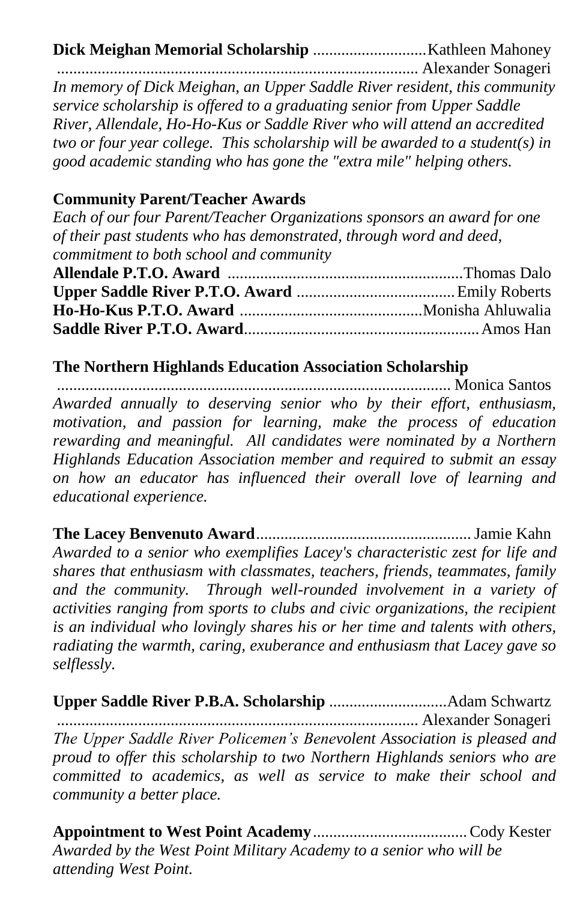**Dick Meighan Memorial Scholarship** ............................Kathleen Mahoney
....................................................................................... Alexander Sonageri

*In memory of Dick Meighan, an Upper Saddle River resident, this community service scholarship is offered to a graduating senior from Upper Saddle River, Allendale, Ho-Ho-Kus or Saddle River who will attend an accredited two or four year college. This scholarship will be awarded to a student(s) in good academic standing who has gone the "extra mile" helping others.*

**Community Parent/Teacher Awards**

*Each of our four Parent/Teacher Organizations sponsors an award for one of their past students who has demonstrated, through word and deed, commitment to both school and community*

**Allendale P.T.O. Award** ..........................................................Thomas Dalo
**Upper Saddle River P.T.O. Award** .......................................Emily Roberts
**Ho-Ho-Kus P.T.O. Award** .............................................Monisha Ahluwalia
**Saddle River P.T.O. Award**..........................................................Amos Han

**The Northern Highlands Education Association Scholarship**
................................................................................................. Monica Santos

*Awarded annually to deserving senior who by their effort, enthusiasm, motivation, and passion for learning, make the process of education rewarding and meaningful. All candidates were nominated by a Northern Highlands Education Association member and required to submit an essay on how an educator has influenced their overall love of learning and educational experience.*

**The Lacey Benvenuto Award**.....................................................Jamie Kahn

*Awarded to a senior who exemplifies Lacey's characteristic zest for life and shares that enthusiasm with classmates, teachers, friends, teammates, family and the community. Through well-rounded involvement in a variety of activities ranging from sports to clubs and civic organizations, the recipient is an individual who lovingly shares his or her time and talents with others, radiating the warmth, caring, exuberance and enthusiasm that Lacey gave so selflessly.*

**Upper Saddle River P.B.A. Scholarship** .............................Adam Schwartz
....................................................................................... Alexander Sonageri

*The Upper Saddle River Policemen's Benevolent Association is pleased and proud to offer this scholarship to two Northern Highlands seniors who are committed to academics, as well as service to make their school and community a better place.*

**Appointment to West Point Academy**......................................Cody Kester

*Awarded by the West Point Military Academy to a senior who will be attending West Point.*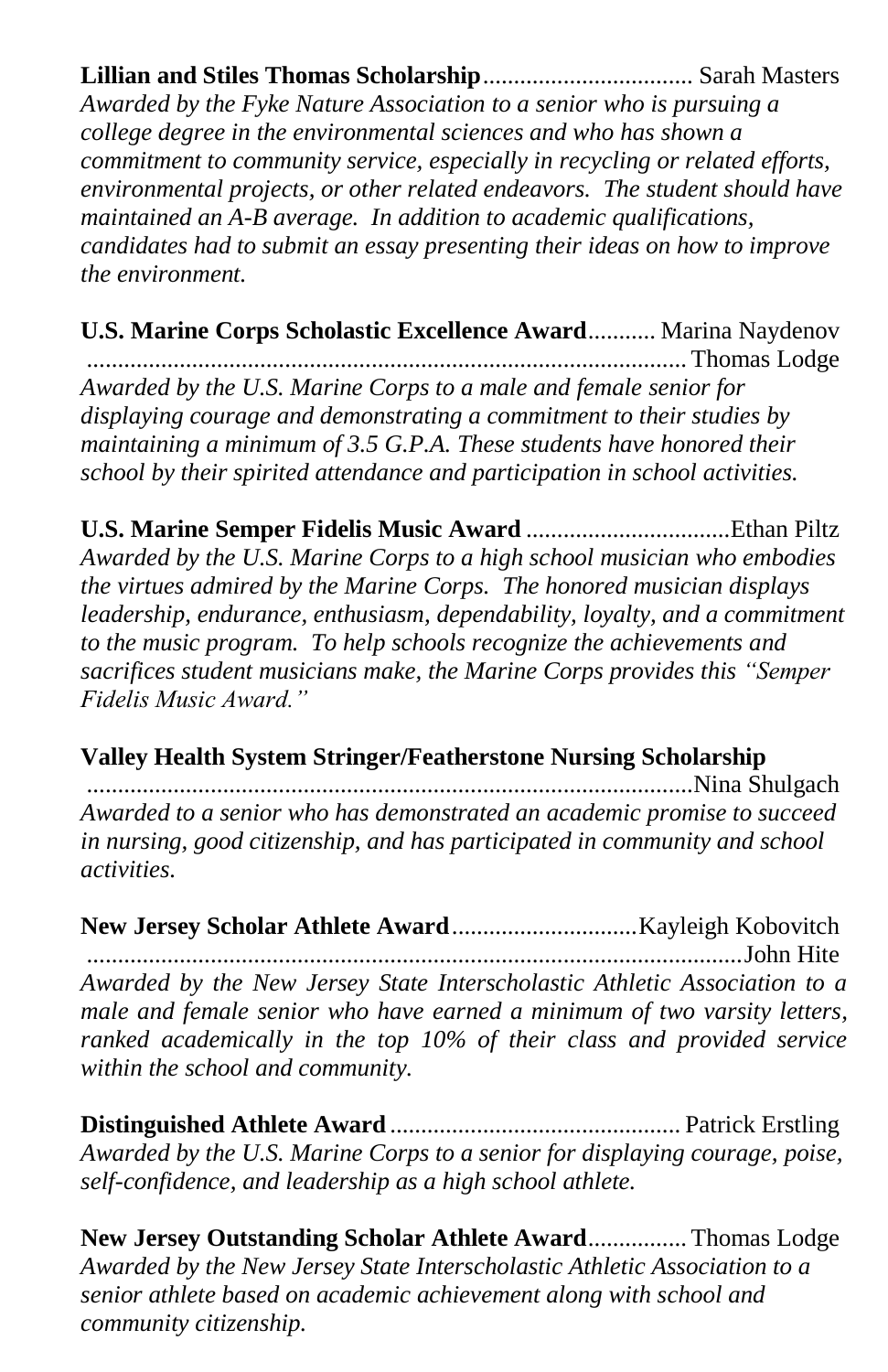**Lillian and Stiles Thomas Scholarship**.................................. Sarah Masters

*Awarded by the Fyke Nature Association to a senior who is pursuing a college degree in the environmental sciences and who has shown a commitment to community service, especially in recycling or related efforts, environmental projects, or other related endeavors. The student should have maintained an A-B average. In addition to academic qualifications, candidates had to submit an essay presenting their ideas on how to improve the environment.*

**U.S. Marine Corps Scholastic Excellence Award**........... Marina Naydenov
................................................................................................ Thomas Lodge

*Awarded by the U.S. Marine Corps to a male and female senior for displaying courage and demonstrating a commitment to their studies by maintaining a minimum of 3.5 G.P.A. These students have honored their school by their spirited attendance and participation in school activities.*

**U.S. Marine Semper Fidelis Music Award** .................................Ethan Piltz

*Awarded by the U.S. Marine Corps to a high school musician who embodies the virtues admired by the Marine Corps. The honored musician displays leadership, endurance, enthusiasm, dependability, loyalty, and a commitment to the music program. To help schools recognize the achievements and sacrifices student musicians make, the Marine Corps provides this "Semper Fidelis Music Award."*

**Valley Health System Stringer/Featherstone Nursing Scholarship**
.................................................................................................Nina Shulgach

*Awarded to a senior who has demonstrated an academic promise to succeed in nursing, good citizenship, and has participated in community and school activities.*

**New Jersey Scholar Athlete Award**..............................Kayleigh Kobovitch
.........................................................................................................John Hite

*Awarded by the New Jersey State Interscholastic Athletic Association to a male and female senior who have earned a minimum of two varsity letters, ranked academically in the top 10% of their class and provided service within the school and community.*

**Distinguished Athlete Award** ................................................ Patrick Erstling

*Awarded by the U.S. Marine Corps to a senior for displaying courage, poise, self-confidence, and leadership as a high school athlete.*

**New Jersey Outstanding Scholar Athlete Award**................ Thomas Lodge

*Awarded by the New Jersey State Interscholastic Athletic Association to a senior athlete based on academic achievement along with school and community citizenship.*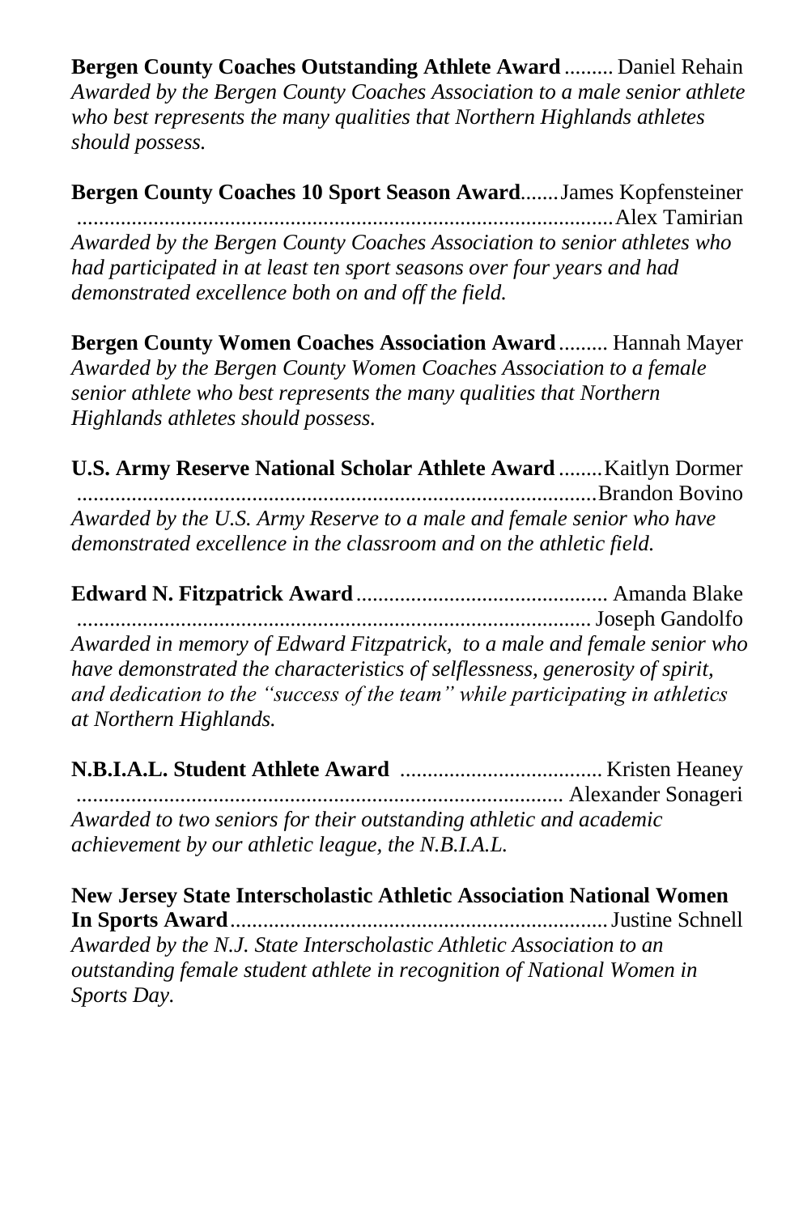**Bergen County Coaches Outstanding Athlete Award** ......... Daniel Rehain
*Awarded by the Bergen County Coaches Association to a male senior athlete who best represents the many qualities that Northern Highlands athletes should possess.*

**Bergen County Coaches 10 Sport Season Award**....... James Kopfensteiner
.................................................................................................. Alex Tamirian
*Awarded by the Bergen County Coaches Association to senior athletes who had participated in at least ten sport seasons over four years and had demonstrated excellence both on and off the field.*

**Bergen County Women Coaches Association Award** ......... Hannah Mayer
*Awarded by the Bergen County Women Coaches Association to a female senior athlete who best represents the many qualities that Northern Highlands athletes should possess.*

**U.S. Army Reserve National Scholar Athlete Award** ........ Kaitlyn Dormer
............................................................................................. Brandon Bovino
*Awarded by the U.S. Army Reserve to a male and female senior who have demonstrated excellence in the classroom and on the athletic field.*

**Edward N. Fitzpatrick Award** .............................................. Amanda Blake
............................................................................................. Joseph Gandolfo
*Awarded in memory of Edward Fitzpatrick, to a male and female senior who have demonstrated the characteristics of selflessness, generosity of spirit, and dedication to the "success of the team" while participating in athletics at Northern Highlands.*

**N.B.I.A.L. Student Athlete Award** ..................................... Kristen Heaney
....................................................................................... Alexander Sonageri
*Awarded to two seniors for their outstanding athletic and academic achievement by our athletic league, the N.B.I.A.L.*

**New Jersey State Interscholastic Athletic Association National Women In Sports Award**..................................................................... Justine Schnell
*Awarded by the N.J. State Interscholastic Athletic Association to an outstanding female student athlete in recognition of National Women in Sports Day.*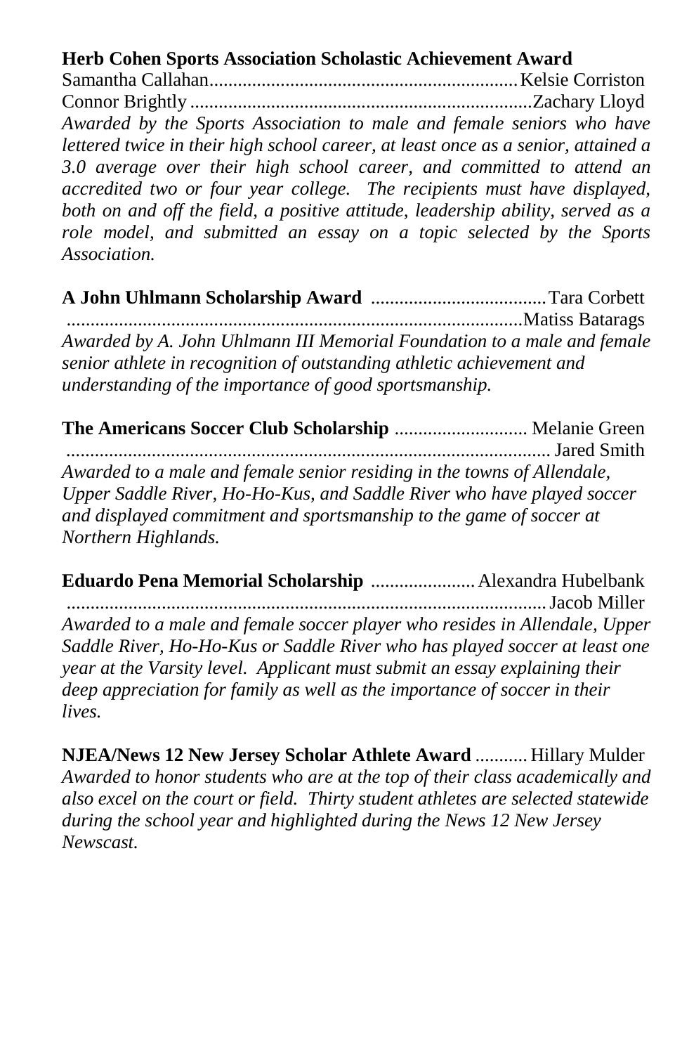**Herb Cohen Sports Association Scholastic Achievement Award**

Samantha Callahan................................................................Kelsie Corriston
Connor Brightly......................................................................Zachary Lloyd

*Awarded by the Sports Association to male and female seniors who have lettered twice in their high school career, at least once as a senior, attained a 3.0 average over their high school career, and committed to attend an accredited two or four year college. The recipients must have displayed, both on and off the field, a positive attitude, leadership ability, served as a role model, and submitted an essay on a topic selected by the Sports Association.*

**A John Uhlmann Scholarship Award** ....................................Tara Corbett
..............................................................................................Matiss Batarags

*Awarded by A. John Uhlmann III Memorial Foundation to a male and female senior athlete in recognition of outstanding athletic achievement and understanding of the importance of good sportsmanship.*

**The Americans Soccer Club Scholarship** ............................ Melanie Green
.................................................................................................. Jared Smith

*Awarded to a male and female senior residing in the towns of Allendale, Upper Saddle River, Ho-Ho-Kus, and Saddle River who have played soccer and displayed commitment and sportsmanship to the game of soccer at Northern Highlands.*

**Eduardo Pena Memorial Scholarship** ......................Alexandra Hubelbank
.................................................................................................Jacob Miller

*Awarded to a male and female soccer player who resides in Allendale, Upper Saddle River, Ho-Ho-Kus or Saddle River who has played soccer at least one year at the Varsity level. Applicant must submit an essay explaining their deep appreciation for family as well as the importance of soccer in their lives.*

**NJEA/News 12 New Jersey Scholar Athlete Award** ........... Hillary Mulder

*Awarded to honor students who are at the top of their class academically and also excel on the court or field. Thirty student athletes are selected statewide during the school year and highlighted during the News 12 New Jersey Newscast.*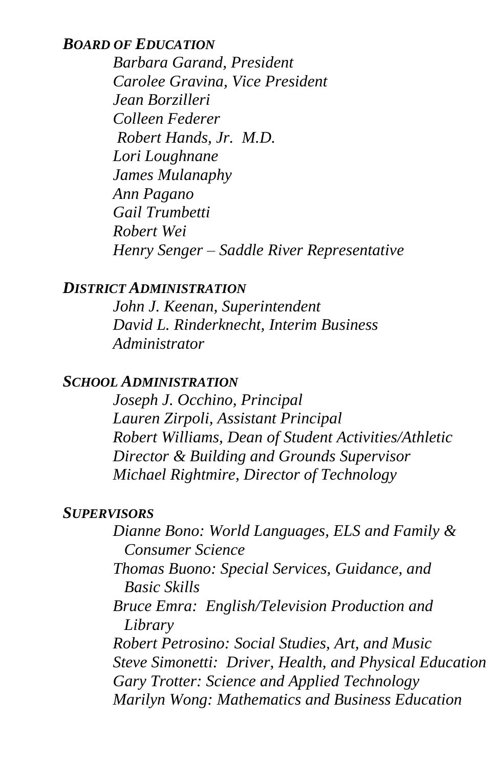## *BOARD OF EDUCATION*

*Barbara Garand, President*
*Carolee Gravina, Vice President*
*Jean Borzilleri*
*Colleen Federer*
*Robert Hands, Jr. M.D.*
*Lori Loughnane*
*James Mulanaphy*
*Ann Pagano*
*Gail Trumbetti*
*Robert Wei*
*Henry Senger – Saddle River Representative*

## *DISTRICT ADMINISTRATION*

*John J. Keenan, Superintendent*
*David L. Rinderknecht, Interim Business Administrator*

## *SCHOOL ADMINISTRATION*

*Joseph J. Occhino, Principal*
*Lauren Zirpoli, Assistant Principal*
*Robert Williams, Dean of Student Activities/Athletic Director & Building and Grounds Supervisor*
*Michael Rightmire, Director of Technology*

## *SUPERVISORS*

*Dianne Bono: World Languages, ELS and Family & Consumer Science*
*Thomas Buono: Special Services, Guidance, and Basic Skills*
*Bruce Emra: English/Television Production and Library*
*Robert Petrosino: Social Studies, Art, and Music*
*Steve Simonetti: Driver, Health, and Physical Education*
*Gary Trotter: Science and Applied Technology*
*Marilyn Wong: Mathematics and Business Education*